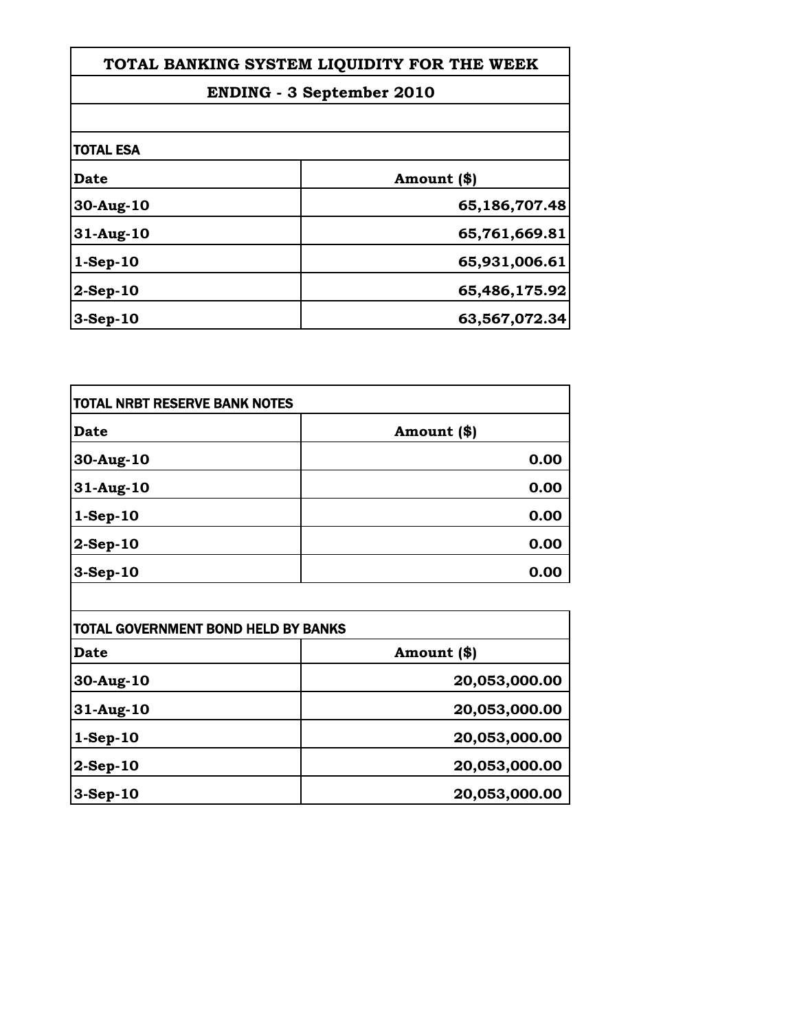# TOTAL BANKING SYSTEM LIQUIDITY FOR THE WEEK

## ENDING - 3 September 2010

**TOTAL ESA**

| Date | Amount ($) |
| --- | --- |
| 30-Aug-10 | 65,186,707.48 |
| 31-Aug-10 | 65,761,669.81 |
| 1-Sep-10 | 65,931,006.61 |
| 2-Sep-10 | 65,486,175.92 |
| 3-Sep-10 | 63,567,072.34 |

**TOTAL NRBT RESERVE BANK NOTES**

| Date | Amount ($) |
| --- | --- |
| 30-Aug-10 | 0.00 |
| 31-Aug-10 | 0.00 |
| 1-Sep-10 | 0.00 |
| 2-Sep-10 | 0.00 |
| 3-Sep-10 | 0.00 |

**TOTAL GOVERNMENT BOND HELD BY BANKS**

| Date | Amount ($) |
| --- | --- |
| 30-Aug-10 | 20,053,000.00 |
| 31-Aug-10 | 20,053,000.00 |
| 1-Sep-10 | 20,053,000.00 |
| 2-Sep-10 | 20,053,000.00 |
| 3-Sep-10 | 20,053,000.00 |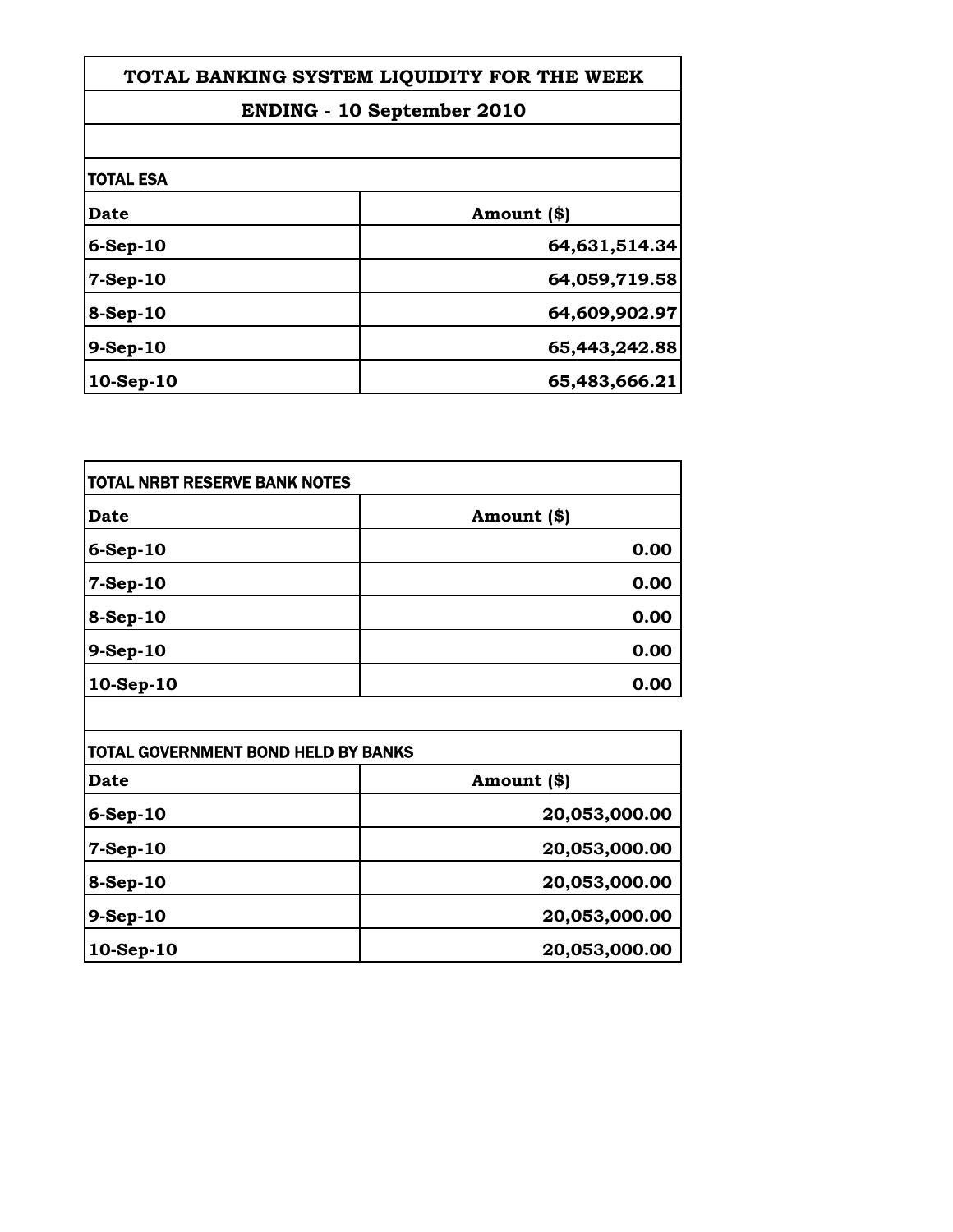# TOTAL BANKING SYSTEM LIQUIDITY FOR THE WEEK

## ENDING - 10 September 2010

### TOTAL ESA

| Date | Amount ($) |
|---|---|
| 6-Sep-10 | 64,631,514.34 |
| 7-Sep-10 | 64,059,719.58 |
| 8-Sep-10 | 64,609,902.97 |
| 9-Sep-10 | 65,443,242.88 |
| 10-Sep-10 | 65,483,666.21 |

### TOTAL NRBT RESERVE BANK NOTES

| Date | Amount ($) |
|---|---|
| 6-Sep-10 | 0.00 |
| 7-Sep-10 | 0.00 |
| 8-Sep-10 | 0.00 |
| 9-Sep-10 | 0.00 |
| 10-Sep-10 | 0.00 |

### TOTAL GOVERNMENT BOND HELD BY BANKS

| Date | Amount ($) |
|---|---|
| 6-Sep-10 | 20,053,000.00 |
| 7-Sep-10 | 20,053,000.00 |
| 8-Sep-10 | 20,053,000.00 |
| 9-Sep-10 | 20,053,000.00 |
| 10-Sep-10 | 20,053,000.00 |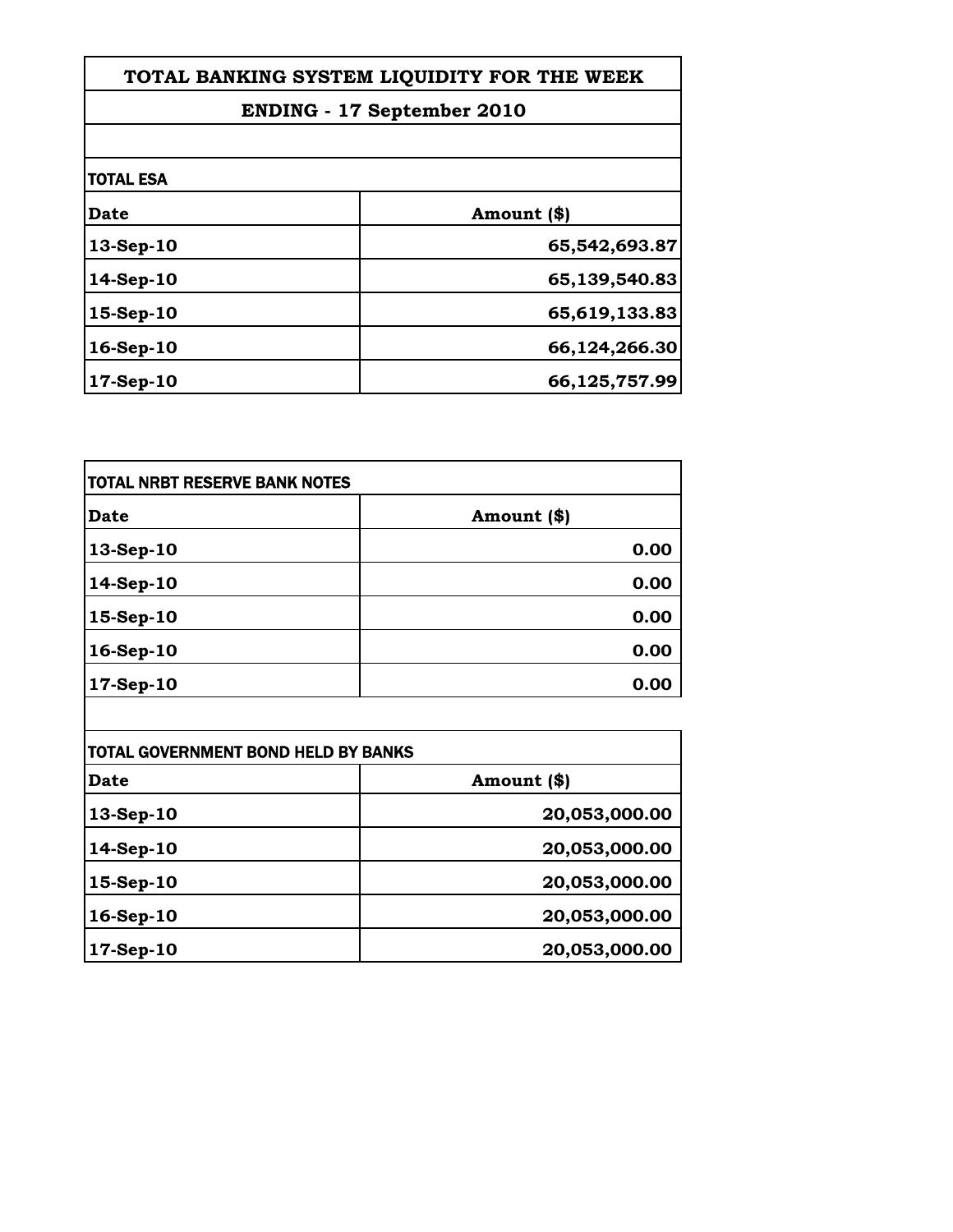# TOTAL BANKING SYSTEM LIQUIDITY FOR THE WEEK

## ENDING - 17 September 2010

### TOTAL ESA

| Date | Amount ($) |
| --- | --- |
| 13-Sep-10 | 65,542,693.87 |
| 14-Sep-10 | 65,139,540.83 |
| 15-Sep-10 | 65,619,133.83 |
| 16-Sep-10 | 66,124,266.30 |
| 17-Sep-10 | 66,125,757.99 |

### TOTAL NRBT RESERVE BANK NOTES

| Date | Amount ($) |
| --- | --- |
| 13-Sep-10 | 0.00 |
| 14-Sep-10 | 0.00 |
| 15-Sep-10 | 0.00 |
| 16-Sep-10 | 0.00 |
| 17-Sep-10 | 0.00 |

### TOTAL GOVERNMENT BOND HELD BY BANKS

| Date | Amount ($) |
| --- | --- |
| 13-Sep-10 | 20,053,000.00 |
| 14-Sep-10 | 20,053,000.00 |
| 15-Sep-10 | 20,053,000.00 |
| 16-Sep-10 | 20,053,000.00 |
| 17-Sep-10 | 20,053,000.00 |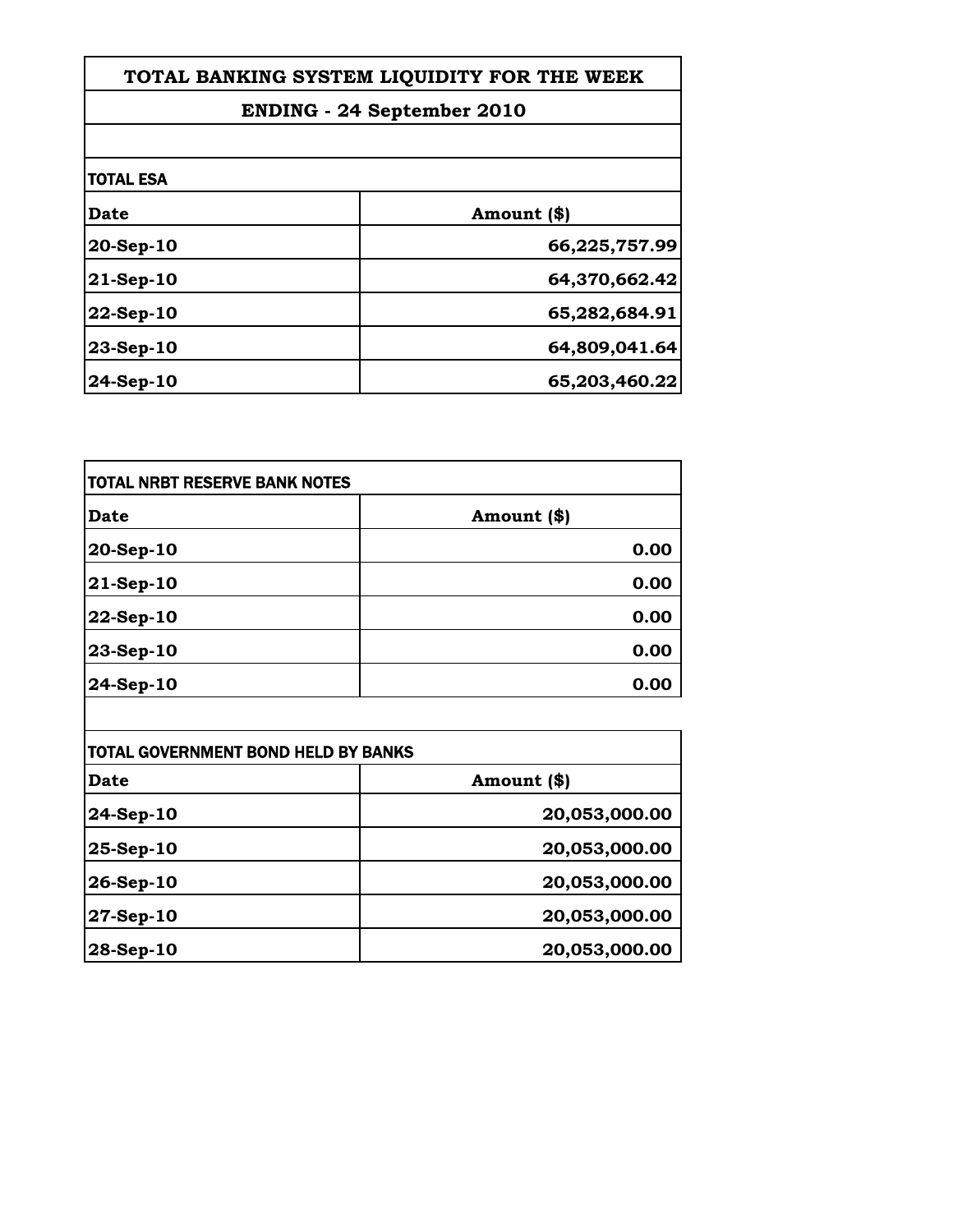# TOTAL BANKING SYSTEM LIQUIDITY FOR THE WEEK

## ENDING - 24 September 2010

**TOTAL ESA**

| Date | Amount ($) |
| --- | --- |
| 20-Sep-10 | 66,225,757.99 |
| 21-Sep-10 | 64,370,662.42 |
| 22-Sep-10 | 65,282,684.91 |
| 23-Sep-10 | 64,809,041.64 |
| 24-Sep-10 | 65,203,460.22 |

**TOTAL NRBT RESERVE BANK NOTES**

| Date | Amount ($) |
| --- | --- |
| 20-Sep-10 | 0.00 |
| 21-Sep-10 | 0.00 |
| 22-Sep-10 | 0.00 |
| 23-Sep-10 | 0.00 |
| 24-Sep-10 | 0.00 |

**TOTAL GOVERNMENT BOND HELD BY BANKS**

| Date | Amount ($) |
| --- | --- |
| 24-Sep-10 | 20,053,000.00 |
| 25-Sep-10 | 20,053,000.00 |
| 26-Sep-10 | 20,053,000.00 |
| 27-Sep-10 | 20,053,000.00 |
| 28-Sep-10 | 20,053,000.00 |